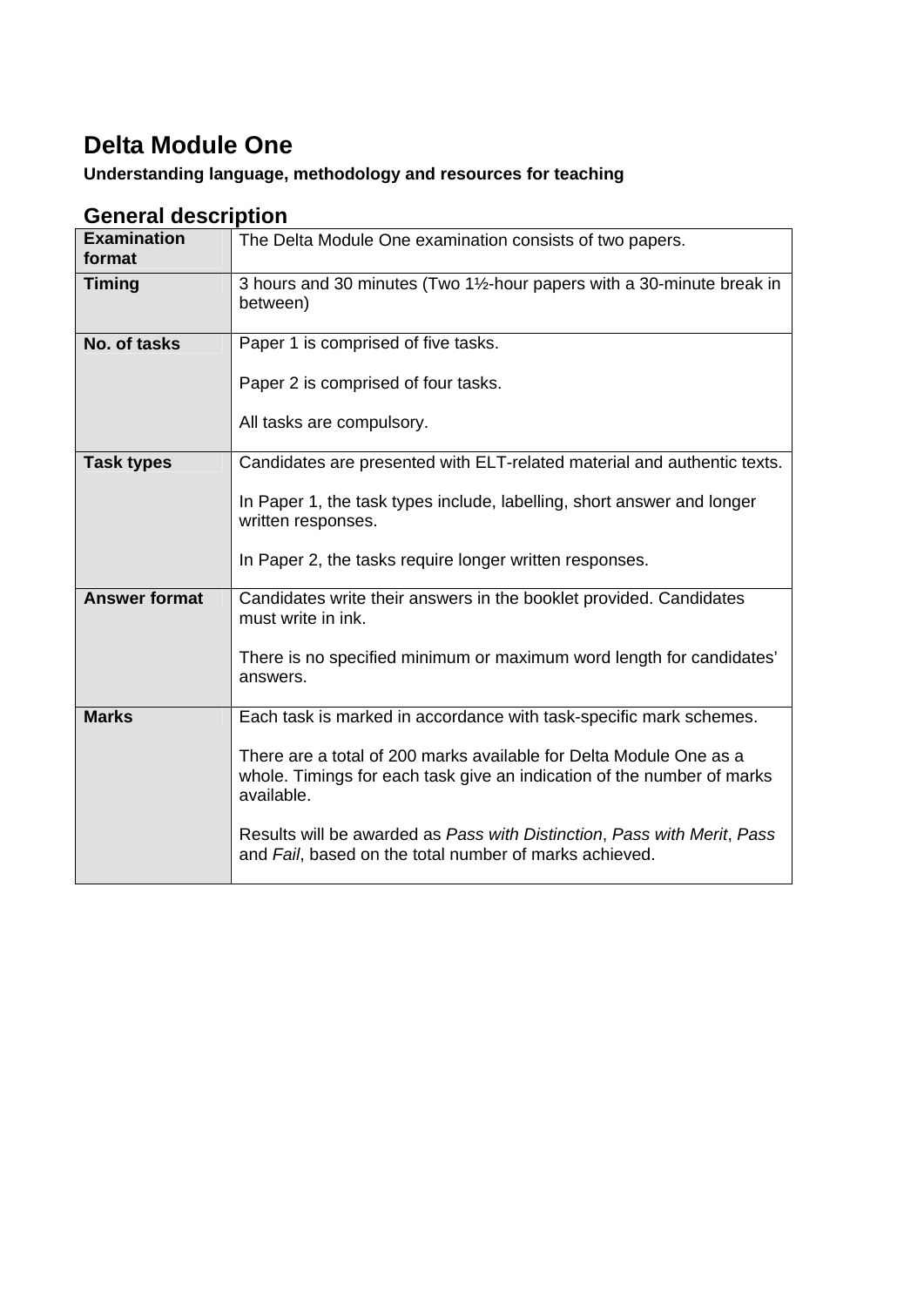# Delta Module One

**Understanding language, methodology and resources for teaching**

## General description

| | |
|---|---|
| **Examination format** | The Delta Module One examination consists of two papers. |
| **Timing** | 3 hours and 30 minutes (Two 1½-hour papers with a 30-minute break in between) |
| **No. of tasks** | Paper 1 is comprised of five tasks.<br><br>Paper 2 is comprised of four tasks.<br><br>All tasks are compulsory. |
| **Task types** | Candidates are presented with ELT-related material and authentic texts.<br><br>In Paper 1, the task types include, labelling, short answer and longer written responses.<br><br>In Paper 2, the tasks require longer written responses. |
| **Answer format** | Candidates write their answers in the booklet provided. Candidates must write in ink.<br><br>There is no specified minimum or maximum word length for candidates' answers. |
| **Marks** | Each task is marked in accordance with task-specific mark schemes.<br><br>There are a total of 200 marks available for Delta Module One as a whole. Timings for each task give an indication of the number of marks available.<br><br>Results will be awarded as *Pass with Distinction*, *Pass with Merit*, *Pass* and *Fail*, based on the total number of marks achieved. |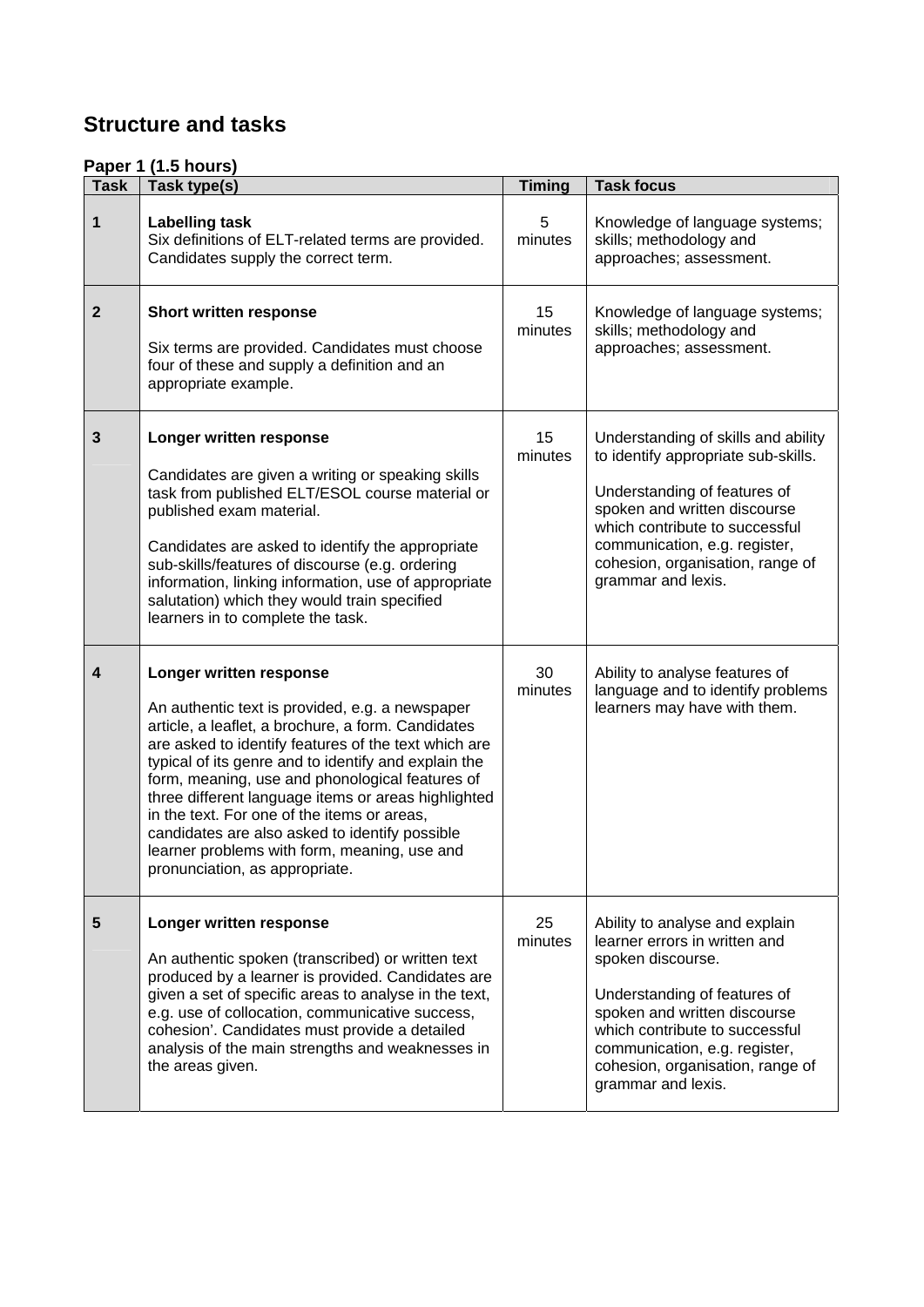## Structure and tasks

### Paper 1 (1.5 hours)

| Task | Task type(s) | Timing | Task focus |
|---|---|---|---|
| 1 | **Labelling task**<br>Six definitions of ELT-related terms are provided. Candidates supply the correct term. | 5 minutes | Knowledge of language systems; skills; methodology and approaches; assessment. |
| 2 | **Short written response**<br><br>Six terms are provided. Candidates must choose four of these and supply a definition and an appropriate example. | 15 minutes | Knowledge of language systems; skills; methodology and approaches; assessment. |
| 3 | **Longer written response**<br><br>Candidates are given a writing or speaking skills task from published ELT/ESOL course material or published exam material.<br><br>Candidates are asked to identify the appropriate sub-skills/features of discourse (e.g. ordering information, linking information, use of appropriate salutation) which they would train specified learners in to complete the task. | 15 minutes | Understanding of skills and ability to identify appropriate sub-skills.<br><br>Understanding of features of spoken and written discourse which contribute to successful communication, e.g. register, cohesion, organisation, range of grammar and lexis. |
| 4 | **Longer written response**<br><br>An authentic text is provided, e.g. a newspaper article, a leaflet, a brochure, a form. Candidates are asked to identify features of the text which are typical of its genre and to identify and explain the form, meaning, use and phonological features of three different language items or areas highlighted in the text. For one of the items or areas, candidates are also asked to identify possible learner problems with form, meaning, use and pronunciation, as appropriate. | 30 minutes | Ability to analyse features of language and to identify problems learners may have with them. |
| 5 | **Longer written response**<br><br>An authentic spoken (transcribed) or written text produced by a learner is provided. Candidates are given a set of specific areas to analyse in the text, e.g. use of collocation, communicative success, cohesion'. Candidates must provide a detailed analysis of the main strengths and weaknesses in the areas given. | 25 minutes | Ability to analyse and explain learner errors in written and spoken discourse.<br><br>Understanding of features of spoken and written discourse which contribute to successful communication, e.g. register, cohesion, organisation, range of grammar and lexis. |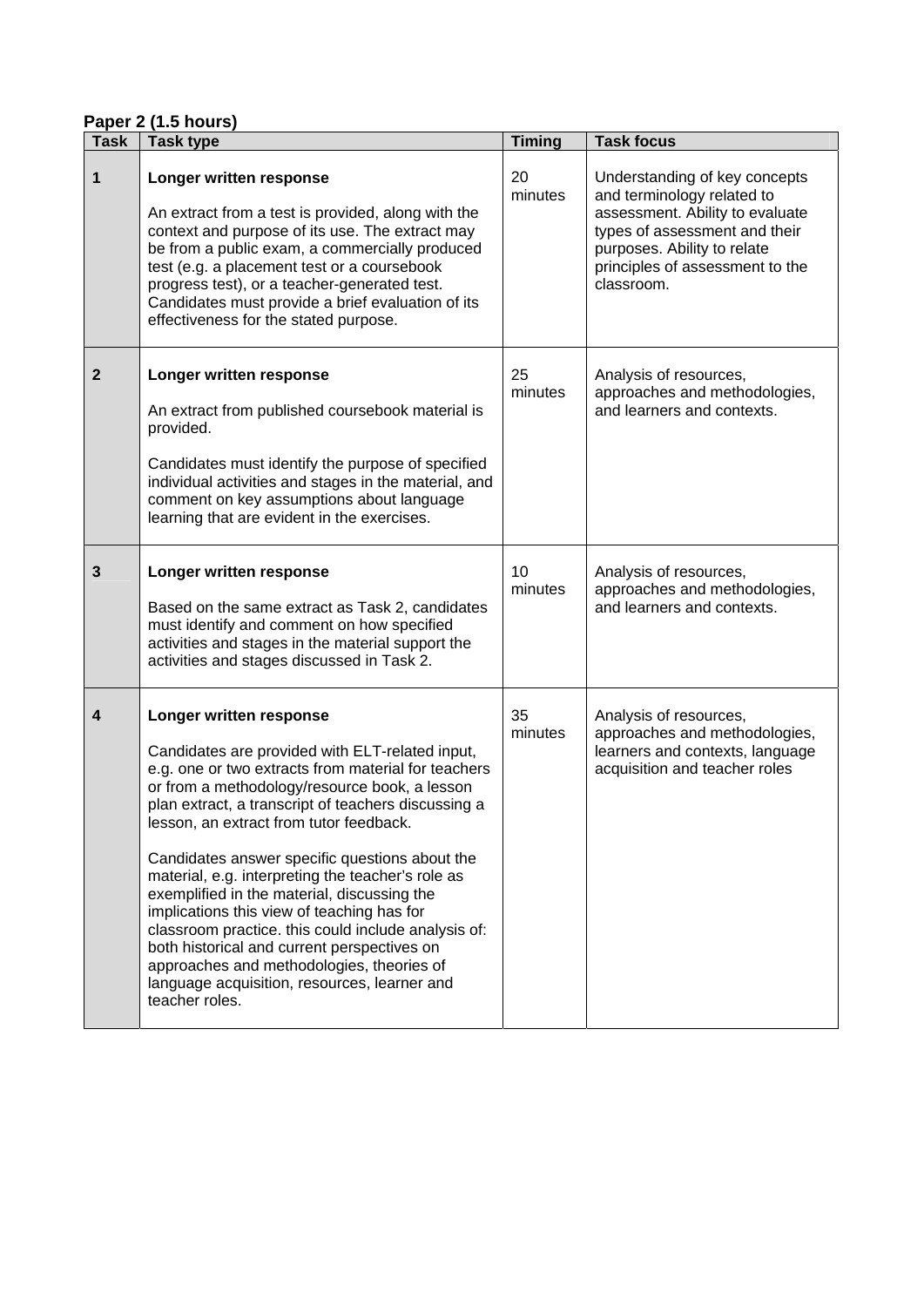**Paper 2 (1.5 hours)**

| Task | Task type | Timing | Task focus |
|---|---|---|---|
| **1** | **Longer written response**<br><br>An extract from a test is provided, along with the context and purpose of its use. The extract may be from a public exam, a commercially produced test (e.g. a placement test or a coursebook progress test), or a teacher-generated test. Candidates must provide a brief evaluation of its effectiveness for the stated purpose. | 20 minutes | Understanding of key concepts and terminology related to assessment. Ability to evaluate types of assessment and their purposes. Ability to relate principles of assessment to the classroom. |
| **2** | **Longer written response**<br><br>An extract from published coursebook material is provided.<br><br>Candidates must identify the purpose of specified individual activities and stages in the material, and comment on key assumptions about language learning that are evident in the exercises. | 25 minutes | Analysis of resources, approaches and methodologies, and learners and contexts. |
| **3** | **Longer written response**<br><br>Based on the same extract as Task 2, candidates must identify and comment on how specified activities and stages in the material support the activities and stages discussed in Task 2. | 10 minutes | Analysis of resources, approaches and methodologies, and learners and contexts. |
| **4** | **Longer written response**<br><br>Candidates are provided with ELT-related input, e.g. one or two extracts from material for teachers or from a methodology/resource book, a lesson plan extract, a transcript of teachers discussing a lesson, an extract from tutor feedback.<br><br>Candidates answer specific questions about the material, e.g. interpreting the teacher's role as exemplified in the material, discussing the implications this view of teaching has for classroom practice. this could include analysis of: both historical and current perspectives on approaches and methodologies, theories of language acquisition, resources, learner and teacher roles. | 35 minutes | Analysis of resources, approaches and methodologies, learners and contexts, language acquisition and teacher roles |